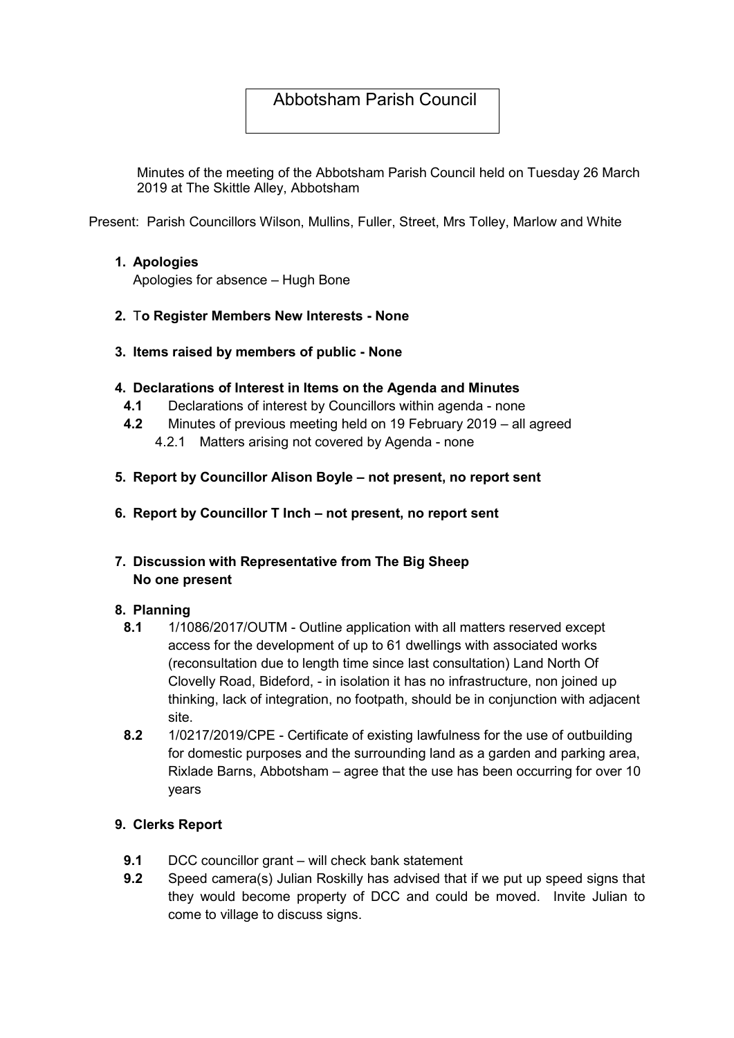# Abbotsham Parish Council

Minutes of the meeting of the Abbotsham Parish Council held on Tuesday 26 March 2019 at The Skittle Alley, Abbotsham

Present: Parish Councillors Wilson, Mullins, Fuller, Street, Mrs Tolley, Marlow and White

1. **Apologies**
   Apologies for absence – Hugh Bone

2. **To Register Members New Interests - None**

3. **Items raised by members of public - None**

4. **Declarations of Interest in Items on the Agenda and Minutes**
   - **4.1** Declarations of interest by Councillors within agenda - none
   - **4.2** Minutes of previous meeting held on 19 February 2019 – all agreed
     - 4.2.1 Matters arising not covered by Agenda - none

5. **Report by Councillor Alison Boyle – not present, no report sent**

6. **Report by Councillor T Inch – not present, no report sent**

7. **Discussion with Representative from The Big Sheep**
   **No one present**

8. **Planning**
   - **8.1** 1/1086/2017/OUTM - Outline application with all matters reserved except access for the development of up to 61 dwellings with associated works (reconsultation due to length time since last consultation) Land North Of Clovelly Road, Bideford, - in isolation it has no infrastructure, non joined up thinking, lack of integration, no footpath, should be in conjunction with adjacent site.
   - **8.2** 1/0217/2019/CPE - Certificate of existing lawfulness for the use of outbuilding for domestic purposes and the surrounding land as a garden and parking area, Rixlade Barns, Abbotsham – agree that the use has been occurring for over 10 years

9. **Clerks Report**
   - **9.1** DCC councillor grant – will check bank statement
   - **9.2** Speed camera(s) Julian Roskilly has advised that if we put up speed signs that they would become property of DCC and could be moved. Invite Julian to come to village to discuss signs.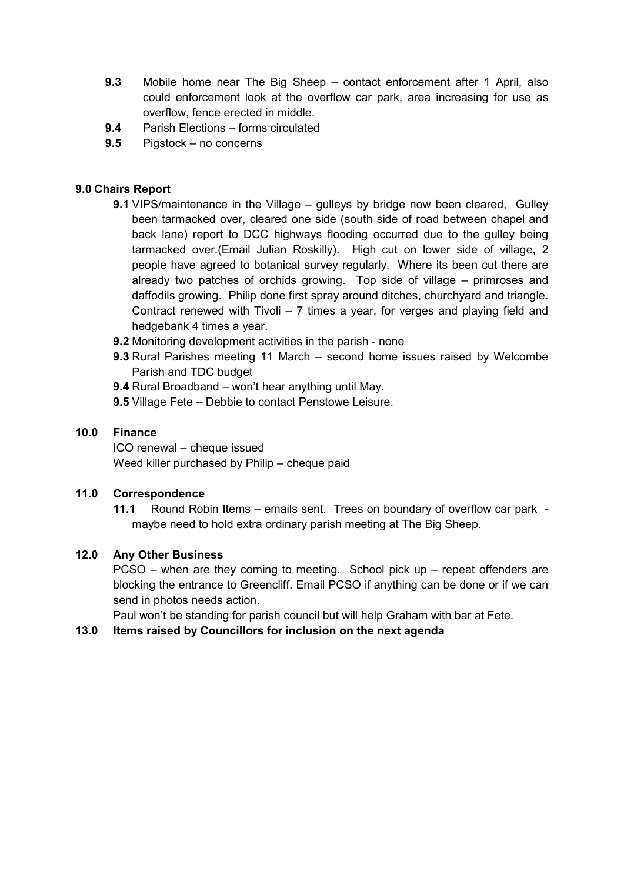- **9.3** Mobile home near The Big Sheep – contact enforcement after 1 April, also could enforcement look at the overflow car park, area increasing for use as overflow, fence erected in middle.
- **9.4** Parish Elections – forms circulated
- **9.5** Pigstock – no concerns

**9.0 Chairs Report**

- **9.1** VIPS/maintenance in the Village – gulleys by bridge now been cleared, Gulley been tarmacked over, cleared one side (south side of road between chapel and back lane) report to DCC highways flooding occurred due to the gulley being tarmacked over.(Email Julian Roskilly). High cut on lower side of village, 2 people have agreed to botanical survey regularly. Where its been cut there are already two patches of orchids growing. Top side of village – primroses and daffodils growing. Philip done first spray around ditches, churchyard and triangle. Contract renewed with Tivoli – 7 times a year, for verges and playing field and hedgebank 4 times a year.
- **9.2** Monitoring development activities in the parish - none
- **9.3** Rural Parishes meeting 11 March – second home issues raised by Welcombe Parish and TDC budget
- **9.4** Rural Broadband – won't hear anything until May.
- **9.5** Village Fete – Debbie to contact Penstowe Leisure.

**10.0 Finance**

ICO renewal – cheque issued
Weed killer purchased by Philip – cheque paid

**11.0 Correspondence**

- **11.1** Round Robin Items – emails sent. Trees on boundary of overflow car park - maybe need to hold extra ordinary parish meeting at The Big Sheep.

**12.0 Any Other Business**

PCSO – when are they coming to meeting. School pick up – repeat offenders are blocking the entrance to Greencliff. Email PCSO if anything can be done or if we can send in photos needs action.

Paul won't be standing for parish council but will help Graham with bar at Fete.

**13.0 Items raised by Councillors for inclusion on the next agenda**